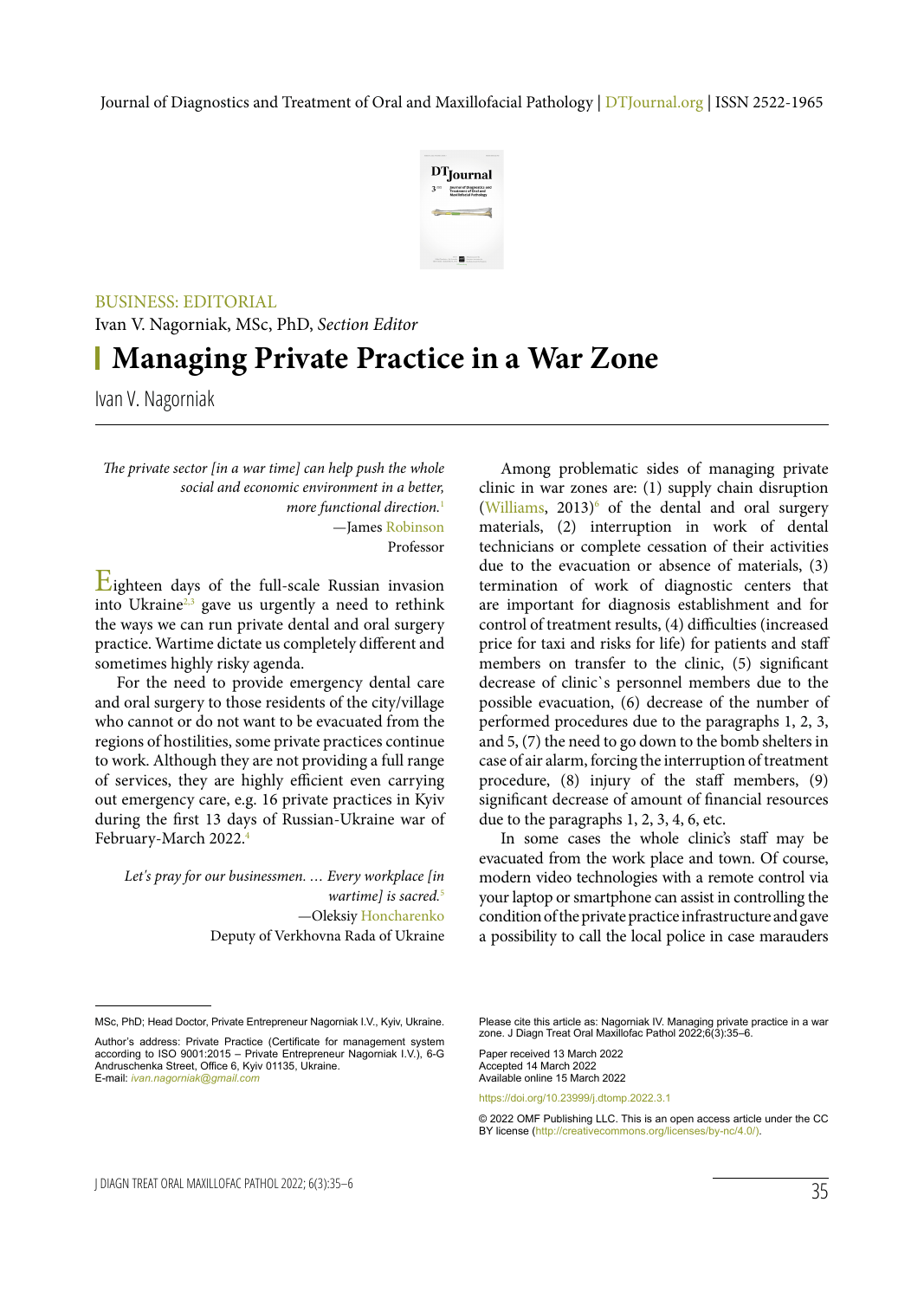BUSINESS: EDITORIAL

Ivan V. Nagorniak, MSc, PhD, *Section Editor*

# Managing Private Practice in a War Zone

Ivan V. Nagorniak

> *The private sector [in a war time] can help push the whole social and economic environment in a better, more functional direction.*[1]
>
> —James Robinson
> Professor

Eighteen days of the full-scale Russian invasion into Ukraine[2,3] gave us urgently a need to rethink the ways we can run private dental and oral surgery practice. Wartime dictate us completely different and sometimes highly risky agenda.

For the need to provide emergency dental care and oral surgery to those residents of the city/village who cannot or do not want to be evacuated from the regions of hostilities, some private practices continue to work. Although they are not providing a full range of services, they are highly efficient even carrying out emergency care, e.g. 16 private practices in Kyiv during the first 13 days of Russian-Ukraine war of February-March 2022.[4]

> *Let's pray for our businessmen. … Every workplace [in wartime] is sacred.*[5]
>
> —Oleksiy Honcharenko
> Deputy of Verkhovna Rada of Ukraine

Among problematic sides of managing private clinic in war zones are: (1) supply chain disruption (Williams, 2013)[6] of the dental and oral surgery materials, (2) interruption in work of dental technicians or complete cessation of their activities due to the evacuation or absence of materials, (3) termination of work of diagnostic centers that are important for diagnosis establishment and for control of treatment results, (4) difficulties (increased price for taxi and risks for life) for patients and staff members on transfer to the clinic, (5) significant decrease of clinic`s personnel members due to the possible evacuation, (6) decrease of the number of performed procedures due to the paragraphs 1, 2, 3, and 5, (7) the need to go down to the bomb shelters in case of air alarm, forcing the interruption of treatment procedure, (8) injury of the staff members, (9) significant decrease of amount of financial resources due to the paragraphs 1, 2, 3, 4, 6, etc.

In some cases the whole clinic's staff may be evacuated from the work place and town. Of course, modern video technologies with a remote control via your laptop or smartphone can assist in controlling the condition of the private practice infrastructure and gave a possibility to call the local police in case marauders

---

MSc, PhD; Head Doctor, Private Entrepreneur Nagorniak I.V., Kyiv, Ukraine.

Author's address: Private Practice (Certificate for management system according to ISO 9001:2015 – Private Entrepreneur Nagorniak I.V.), 6-G Andruschenka Street, Office 6, Kyiv 01135, Ukraine.
E-mail: *ivan.nagorniak@gmail.com*

Please cite this article as: Nagorniak IV. Managing private practice in a war zone. J Diagn Treat Oral Maxillofac Pathol 2022;6(3):35–6.

Paper received 13 March 2022
Accepted 14 March 2022
Available online 15 March 2022

https://doi.org/10.23999/j.dtomp.2022.3.1

© 2022 OMF Publishing LLC. This is an open access article under the CC BY license (http://creativecommons.org/licenses/by-nc/4.0/).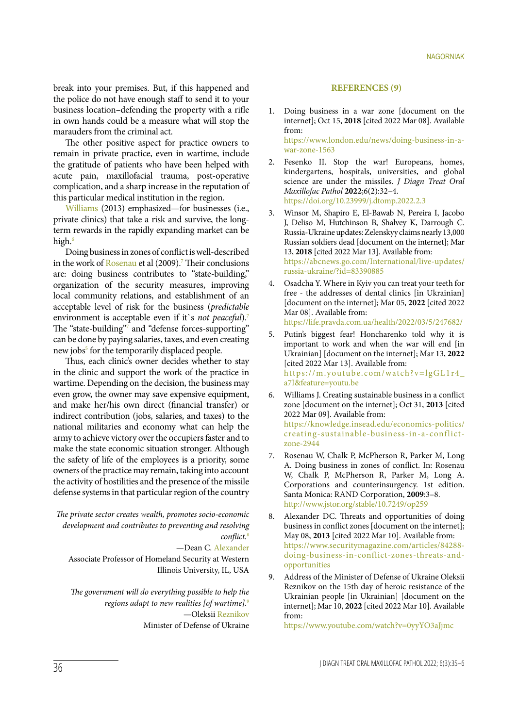break into your premises. But, if this happened and the police do not have enough staff to send it to your business location–defending the property with a rifle in own hands could be a measure what will stop the marauders from the criminal act.

The other positive aspect for practice owners to remain in private practice, even in wartime, include the gratitude of patients who have been helped with acute pain, maxillofacial trauma, post-operative complication, and a sharp increase in the reputation of this particular medical institution in the region.

Williams (2013) emphasized—for businesses (i.e., private clinics) that take a risk and survive, the long-term rewards in the rapidly expanding market can be high.[6]

Doing business in zones of conflict is well-described in the work of Rosenau et al (2009).[7] Their conclusions are: doing business contributes to "state-building," organization of the security measures, improving local community relations, and establishment of an acceptable level of risk for the business (*predictable* environment is acceptable even if it`s *not peaceful*).[7] The "state-building"[7] and "defense forces-supporting" can be done by paying salaries, taxes, and even creating new jobs[5] for the temporarily displaced people.

Thus, each clinic's owner decides whether to stay in the clinic and support the work of the practice in wartime. Depending on the decision, the business may even grow, the owner may save expensive equipment, and make her/his own direct (financial transfer) or indirect contribution (jobs, salaries, and taxes) to the national militaries and economy what can help the army to achieve victory over the occupiers faster and to make the state economic situation stronger. Although the safety of life of the employees is a priority, some owners of the practice may remain, taking into account the activity of hostilities and the presence of the missile defense systems in that particular region of the country

*The private sector creates wealth, promotes socio-economic development and contributes to preventing and resolving conflict.*[8]
—Dean C. Alexander
Associate Professor of Homeland Security at Western Illinois University, IL, USA

*The government will do everything possible to help the regions adapt to new realities [of wartime].*[9]
—Oleksii Reznikov
Minister of Defense of Ukraine

## REFERENCES (9)

1. Doing business in a war zone [document on the internet]; Oct 15, **2018** [cited 2022 Mar 08]. Available from: https://www.london.edu/news/doing-business-in-a-war-zone-1563
2. Fesenko II. Stop the war! Europeans, homes, kindergartens, hospitals, universities, and global science are under the missiles. *J Diagn Treat Oral Maxillofac Pathol* **2022**;6(2):32–4. https://doi.org/10.23999/j.dtomp.2022.2.3
3. Winsor M, Shapiro E, El-Bawab N, Pereira I, Jacobo J, Deliso M, Hutchinson B, Shalvey K, Darrough C. Russia-Ukraine updates: Zelenskyy claims nearly 13,000 Russian soldiers dead [document on the internet]; Mar 13, **2018** [cited 2022 Mar 13]. Available from: https://abcnews.go.com/International/live-updates/russia-ukraine/?id=83390885
4. Osadcha Y. Where in Kyiv you can treat your teeth for free - the addresses of dental clinics [in Ukrainian] [document on the internet]; Mar 05, **2022** [cited 2022 Mar 08]. Available from: https://life.pravda.com.ua/health/2022/03/5/247682/
5. Putin's biggest fear! Honcharenko told why it is important to work and when the war will end [in Ukrainian] [document on the internet]; Mar 13, **2022** [cited 2022 Mar 13]. Available from: https://m.youtube.com/watch?v=lgGL1r4_a7I&feature=youtu.be
6. Williams J. Creating sustainable business in a conflict zone [document on the internet]; Oct 31, **2013** [cited 2022 Mar 09]. Available from: https://knowledge.insead.edu/economics-politics/creating-sustainable-business-in-a-conflict-zone-2944
7. Rosenau W, Chalk P, McPherson R, Parker M, Long A. Doing business in zones of conflict. In: Rosenau W, Chalk P, McPherson R, Parker M, Long A. Corporations and counterinsurgency. 1st edition. Santa Monica: RAND Corporation, **2009**:3–8. http://www.jstor.org/stable/10.7249/op259
8. Alexander DC. Threats and opportunities of doing business in conflict zones [document on the internet]; May 08, **2013** [cited 2022 Mar 10]. Available from: https://www.securitymagazine.com/articles/84288-doing-business-in-conflict-zones-threats-and-opportunities
9. Address of the Minister of Defense of Ukraine Oleksii Reznikov on the 15th day of heroic resistance of the Ukrainian people [in Ukrainian] [document on the internet]; Mar 10, **2022** [cited 2022 Mar 10]. Available from: https://www.youtube.com/watch?v=0yyYO3aJjmc